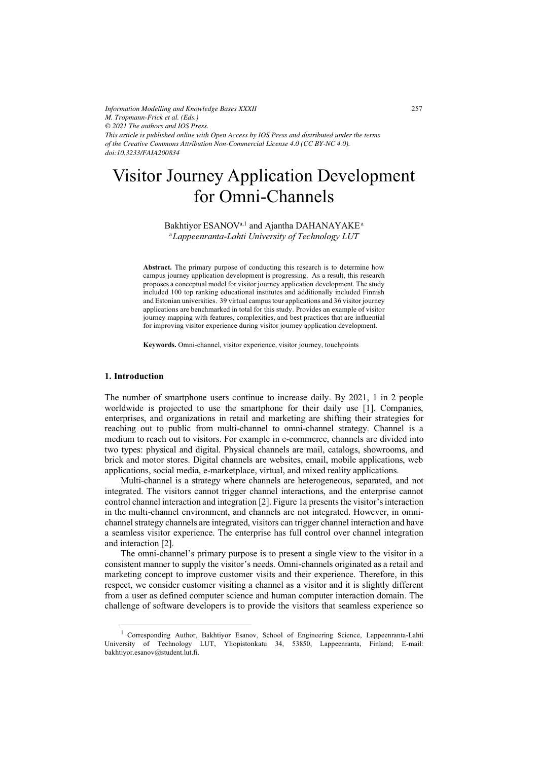*Information Modelling and Knowledge Bases XXXII*
*M. Tropmann-Frick et al. (Eds.)*
*© 2021 The authors and IOS Press.*
*This article is published online with Open Access by IOS Press and distributed under the terms of the Creative Commons Attribution Non-Commercial License 4.0 (CC BY-NC 4.0).*
*doi:10.3233/FAIA200834*

# Visitor Journey Application Development for Omni-Channels

Bakhtiyor ESANOV[a,1] and Ajantha DAHANAYAKE[a]

[a]*Lappeenranta-Lahti University of Technology LUT*

**Abstract.** The primary purpose of conducting this research is to determine how campus journey application development is progressing. As a result, this research proposes a conceptual model for visitor journey application development. The study included 100 top ranking educational institutes and additionally included Finnish and Estonian universities. 39 virtual campus tour applications and 36 visitor journey applications are benchmarked in total for this study. Provides an example of visitor journey mapping with features, complexities, and best practices that are influential for improving visitor experience during visitor journey application development.

**Keywords.** Omni-channel, visitor experience, visitor journey, touchpoints

## 1. Introduction

The number of smartphone users continue to increase daily. By 2021, 1 in 2 people worldwide is projected to use the smartphone for their daily use [1]. Companies, enterprises, and organizations in retail and marketing are shifting their strategies for reaching out to public from multi-channel to omni-channel strategy. Channel is a medium to reach out to visitors. For example in e-commerce, channels are divided into two types: physical and digital. Physical channels are mail, catalogs, showrooms, and brick and motor stores. Digital channels are websites, email, mobile applications, web applications, social media, e-marketplace, virtual, and mixed reality applications.

Multi-channel is a strategy where channels are heterogeneous, separated, and not integrated. The visitors cannot trigger channel interactions, and the enterprise cannot control channel interaction and integration [2]. Figure 1a presents the visitor's interaction in the multi-channel environment, and channels are not integrated. However, in omni-channel strategy channels are integrated, visitors can trigger channel interaction and have a seamless visitor experience. The enterprise has full control over channel integration and interaction [2].

The omni-channel's primary purpose is to present a single view to the visitor in a consistent manner to supply the visitor's needs. Omni-channels originated as a retail and marketing concept to improve customer visits and their experience. Therefore, in this respect, we consider customer visiting a channel as a visitor and it is slightly different from a user as defined computer science and human computer interaction domain. The challenge of software developers is to provide the visitors that seamless experience so

[1] Corresponding Author, Bakhtiyor Esanov, School of Engineering Science, Lappeenranta-Lahti University of Technology LUT, Yliopistonkatu 34, 53850, Lappeenranta, Finland; E-mail: bakhtiyor.esanov@student.lut.fi.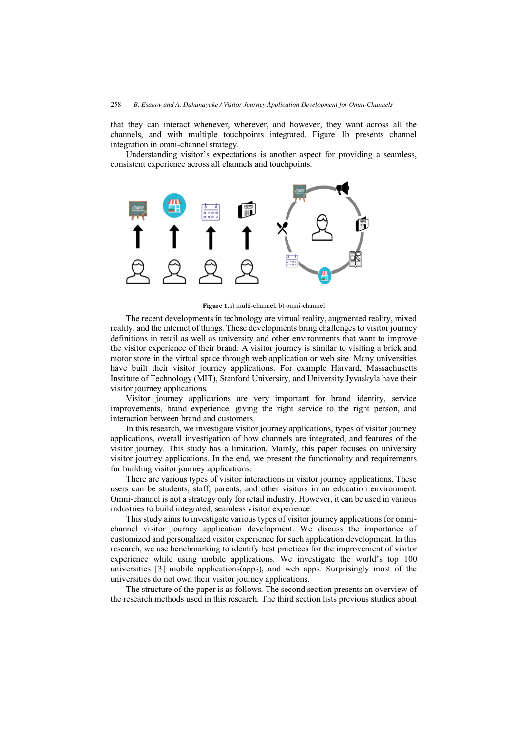that they can interact whenever, wherever, and however, they want across all the channels, and with multiple touchpoints integrated. Figure 1b presents channel integration in omni-channel strategy.

Understanding visitor's expectations is another aspect for providing a seamless, consistent experience across all channels and touchpoints.

**Figure 1**.a) multi-channel, b) omni-channel

The recent developments in technology are virtual reality, augmented reality, mixed reality, and the internet of things. These developments bring challenges to visitor journey definitions in retail as well as university and other environments that want to improve the visitor experience of their brand. A visitor journey is similar to visiting a brick and motor store in the virtual space through web application or web site. Many universities have built their visitor journey applications. For example Harvard, Massachusetts Institute of Technology (MIT), Stanford University, and University Jyvaskyla have their visitor journey applications.

Visitor journey applications are very important for brand identity, service improvements, brand experience, giving the right service to the right person, and interaction between brand and customers.

In this research, we investigate visitor journey applications, types of visitor journey applications, overall investigation of how channels are integrated, and features of the visitor journey. This study has a limitation. Mainly, this paper focuses on university visitor journey applications. In the end, we present the functionality and requirements for building visitor journey applications.

There are various types of visitor interactions in visitor journey applications. These users can be students, staff, parents, and other visitors in an education environment. Omni-channel is not a strategy only for retail industry. However, it can be used in various industries to build integrated, seamless visitor experience.

This study aims to investigate various types of visitor journey applications for omni-channel visitor journey application development. We discuss the importance of customized and personalized visitor experience for such application development. In this research, we use benchmarking to identify best practices for the improvement of visitor experience while using mobile applications. We investigate the world's top 100 universities [3] mobile applications(apps), and web apps. Surprisingly most of the universities do not own their visitor journey applications.

The structure of the paper is as follows. The second section presents an overview of the research methods used in this research. The third section lists previous studies about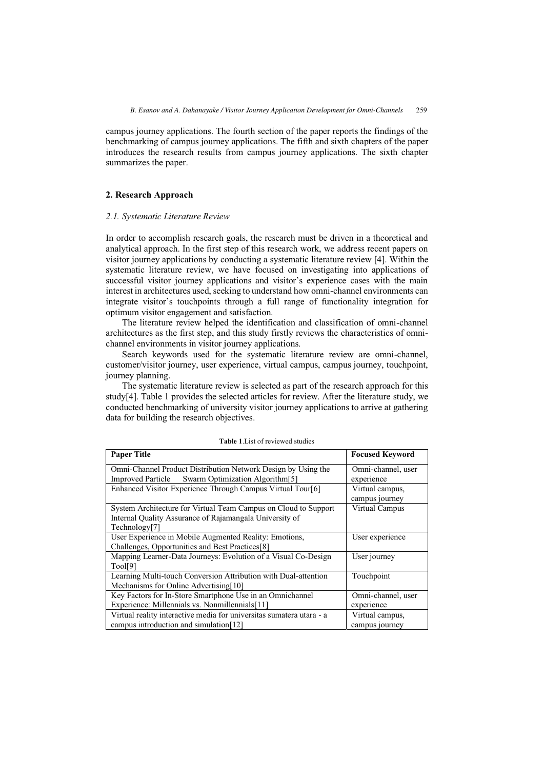campus journey applications. The fourth section of the paper reports the findings of the benchmarking of campus journey applications. The fifth and sixth chapters of the paper introduces the research results from campus journey applications. The sixth chapter summarizes the paper.

## 2. Research Approach

### *2.1. Systematic Literature Review*

In order to accomplish research goals, the research must be driven in a theoretical and analytical approach. In the first step of this research work, we address recent papers on visitor journey applications by conducting a systematic literature review [4]. Within the systematic literature review, we have focused on investigating into applications of successful visitor journey applications and visitor's experience cases with the main interest in architectures used, seeking to understand how omni-channel environments can integrate visitor's touchpoints through a full range of functionality integration for optimum visitor engagement and satisfaction.

The literature review helped the identification and classification of omni-channel architectures as the first step, and this study firstly reviews the characteristics of omni-channel environments in visitor journey applications.

Search keywords used for the systematic literature review are omni-channel, customer/visitor journey, user experience, virtual campus, campus journey, touchpoint, journey planning.

The systematic literature review is selected as part of the research approach for this study[4]. Table 1 provides the selected articles for review. After the literature study, we conducted benchmarking of university visitor journey applications to arrive at gathering data for building the research objectives.

**Table 1**.List of reviewed studies

| Paper Title | Focused Keyword |
|---|---|
| Omni-Channel Product Distribution Network Design by Using the Improved Particle Swarm Optimization Algorithm[5] | Omni-channel, user experience |
| Enhanced Visitor Experience Through Campus Virtual Tour[6] | Virtual campus, campus journey |
| System Architecture for Virtual Team Campus on Cloud to Support Internal Quality Assurance of Rajamangala University of Technology[7] | Virtual Campus |
| User Experience in Mobile Augmented Reality: Emotions, Challenges, Opportunities and Best Practices[8] | User experience |
| Mapping Learner-Data Journeys: Evolution of a Visual Co-Design Tool[9] | User journey |
| Learning Multi-touch Conversion Attribution with Dual-attention Mechanisms for Online Advertising[10] | Touchpoint |
| Key Factors for In-Store Smartphone Use in an Omnichannel Experience: Millennials vs. Nonmillennials[11] | Omni-channel, user experience |
| Virtual reality interactive media for universitas sumatera utara - a campus introduction and simulation[12] | Virtual campus, campus journey |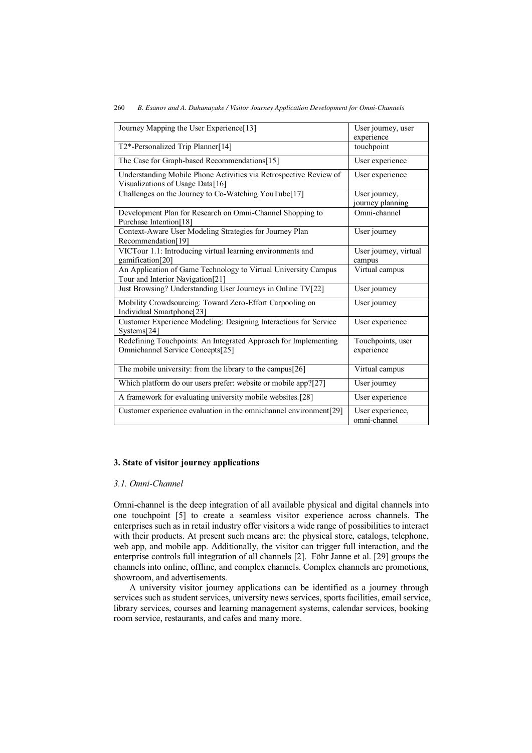| | |
|---|---|
| Journey Mapping the User Experience[13] | User journey, user experience |
| T2*-Personalized Trip Planner[14] | touchpoint |
| The Case for Graph-based Recommendations[15] | User experience |
| Understanding Mobile Phone Activities via Retrospective Review of Visualizations of Usage Data[16] | User experience |
| Challenges on the Journey to Co-Watching YouTube[17] | User journey, journey planning |
| Development Plan for Research on Omni-Channel Shopping to Purchase Intention[18] | Omni-channel |
| Context-Aware User Modeling Strategies for Journey Plan Recommendation[19] | User journey |
| VICTour 1.1: Introducing virtual learning environments and gamification[20] | User journey, virtual campus |
| An Application of Game Technology to Virtual University Campus Tour and Interior Navigation[21] | Virtual campus |
| Just Browsing? Understanding User Journeys in Online TV[22] | User journey |
| Mobility Crowdsourcing: Toward Zero-Effort Carpooling on Individual Smartphone[23] | User journey |
| Customer Experience Modeling: Designing Interactions for Service Systems[24] | User experience |
| Redefining Touchpoints: An Integrated Approach for Implementing Omnichannel Service Concepts[25] | Touchpoints, user experience |
| The mobile university: from the library to the campus[26] | Virtual campus |
| Which platform do our users prefer: website or mobile app?[27] | User journey |
| A framework for evaluating university mobile websites.[28] | User experience |
| Customer experience evaluation in the omnichannel environment[29] | User experience, omni-channel |

## 3. State of visitor journey applications

### *3.1. Omni-Channel*

Omni-channel is the deep integration of all available physical and digital channels into one touchpoint [5] to create a seamless visitor experience across channels. The enterprises such as in retail industry offer visitors a wide range of possibilities to interact with their products. At present such means are: the physical store, catalogs, telephone, web app, and mobile app. Additionally, the visitor can trigger full interaction, and the enterprise controls full integration of all channels [2]. Föhr Janne et al. [29] groups the channels into online, offline, and complex channels. Complex channels are promotions, showroom, and advertisements.

A university visitor journey applications can be identified as a journey through services such as student services, university news services, sports facilities, email service, library services, courses and learning management systems, calendar services, booking room service, restaurants, and cafes and many more.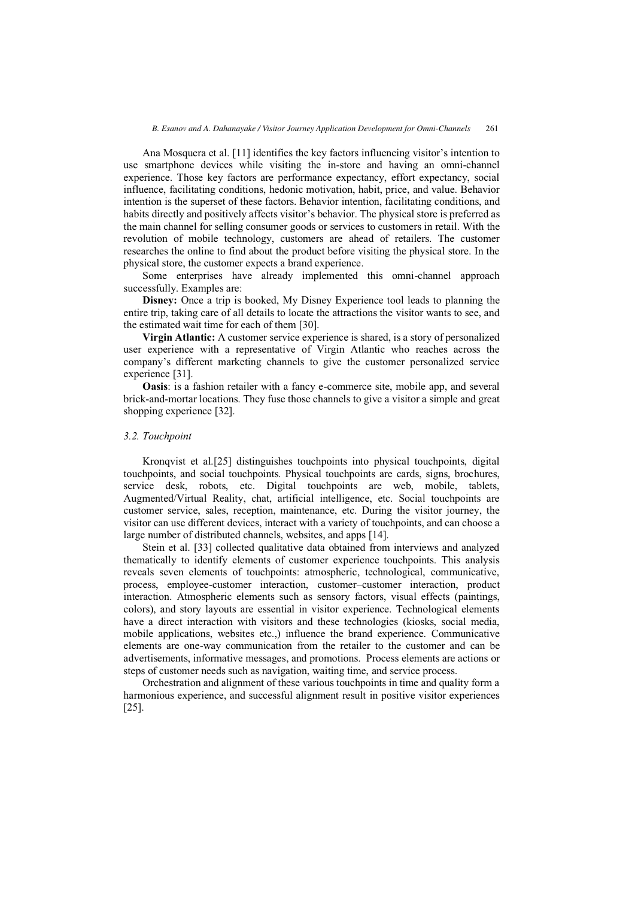Ana Mosquera et al. [11] identifies the key factors influencing visitor's intention to use smartphone devices while visiting the in-store and having an omni-channel experience. Those key factors are performance expectancy, effort expectancy, social influence, facilitating conditions, hedonic motivation, habit, price, and value. Behavior intention is the superset of these factors. Behavior intention, facilitating conditions, and habits directly and positively affects visitor's behavior. The physical store is preferred as the main channel for selling consumer goods or services to customers in retail. With the revolution of mobile technology, customers are ahead of retailers. The customer researches the online to find about the product before visiting the physical store. In the physical store, the customer expects a brand experience.

Some enterprises have already implemented this omni-channel approach successfully. Examples are:

**Disney:** Once a trip is booked, My Disney Experience tool leads to planning the entire trip, taking care of all details to locate the attractions the visitor wants to see, and the estimated wait time for each of them [30].

**Virgin Atlantic:** A customer service experience is shared, is a story of personalized user experience with a representative of Virgin Atlantic who reaches across the company's different marketing channels to give the customer personalized service experience [31].

**Oasis**: is a fashion retailer with a fancy e-commerce site, mobile app, and several brick-and-mortar locations. They fuse those channels to give a visitor a simple and great shopping experience [32].

### *3.2. Touchpoint*

Kronqvist et al.[25] distinguishes touchpoints into physical touchpoints, digital touchpoints, and social touchpoints. Physical touchpoints are cards, signs, brochures, service desk, robots, etc. Digital touchpoints are web, mobile, tablets, Augmented/Virtual Reality, chat, artificial intelligence, etc. Social touchpoints are customer service, sales, reception, maintenance, etc. During the visitor journey, the visitor can use different devices, interact with a variety of touchpoints, and can choose a large number of distributed channels, websites, and apps [14].

Stein et al. [33] collected qualitative data obtained from interviews and analyzed thematically to identify elements of customer experience touchpoints. This analysis reveals seven elements of touchpoints: atmospheric, technological, communicative, process, employee-customer interaction, customer–customer interaction, product interaction. Atmospheric elements such as sensory factors, visual effects (paintings, colors), and story layouts are essential in visitor experience. Technological elements have a direct interaction with visitors and these technologies (kiosks, social media, mobile applications, websites etc.,) influence the brand experience. Communicative elements are one-way communication from the retailer to the customer and can be advertisements, informative messages, and promotions. Process elements are actions or steps of customer needs such as navigation, waiting time, and service process.

Orchestration and alignment of these various touchpoints in time and quality form a harmonious experience, and successful alignment result in positive visitor experiences [25].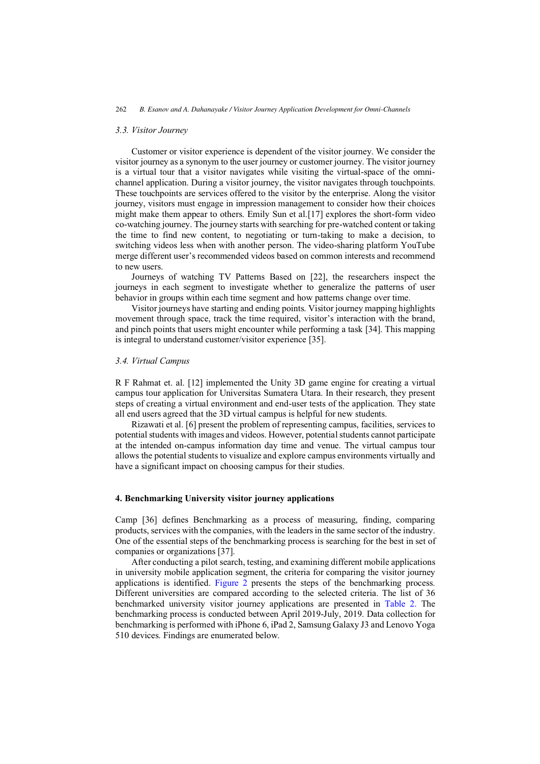### 3.3. Visitor Journey

Customer or visitor experience is dependent of the visitor journey. We consider the visitor journey as a synonym to the user journey or customer journey. The visitor journey is a virtual tour that a visitor navigates while visiting the virtual-space of the omni-channel application. During a visitor journey, the visitor navigates through touchpoints. These touchpoints are services offered to the visitor by the enterprise. Along the visitor journey, visitors must engage in impression management to consider how their choices might make them appear to others. Emily Sun et al.[17] explores the short-form video co-watching journey. The journey starts with searching for pre-watched content or taking the time to find new content, to negotiating or turn-taking to make a decision, to switching videos less when with another person. The video-sharing platform YouTube merge different user's recommended videos based on common interests and recommend to new users.

Journeys of watching TV Patterns Based on [22], the researchers inspect the journeys in each segment to investigate whether to generalize the patterns of user behavior in groups within each time segment and how patterns change over time.

Visitor journeys have starting and ending points. Visitor journey mapping highlights movement through space, track the time required, visitor's interaction with the brand, and pinch points that users might encounter while performing a task [34]. This mapping is integral to understand customer/visitor experience [35].

### 3.4. Virtual Campus

R F Rahmat et. al. [12] implemented the Unity 3D game engine for creating a virtual campus tour application for Universitas Sumatera Utara. In their research, they present steps of creating a virtual environment and end-user tests of the application. They state all end users agreed that the 3D virtual campus is helpful for new students.

Rizawati et al. [6] present the problem of representing campus, facilities, services to potential students with images and videos. However, potential students cannot participate at the intended on-campus information day time and venue. The virtual campus tour allows the potential students to visualize and explore campus environments virtually and have a significant impact on choosing campus for their studies.

## 4. Benchmarking University visitor journey applications

Camp [36] defines Benchmarking as a process of measuring, finding, comparing products, services with the companies, with the leaders in the same sector of the industry. One of the essential steps of the benchmarking process is searching for the best in set of companies or organizations [37].

After conducting a pilot search, testing, and examining different mobile applications in university mobile application segment, the criteria for comparing the visitor journey applications is identified. Figure 2 presents the steps of the benchmarking process. Different universities are compared according to the selected criteria. The list of 36 benchmarked university visitor journey applications are presented in Table 2. The benchmarking process is conducted between April 2019-July, 2019. Data collection for benchmarking is performed with iPhone 6, iPad 2, Samsung Galaxy J3 and Lenovo Yoga 510 devices. Findings are enumerated below.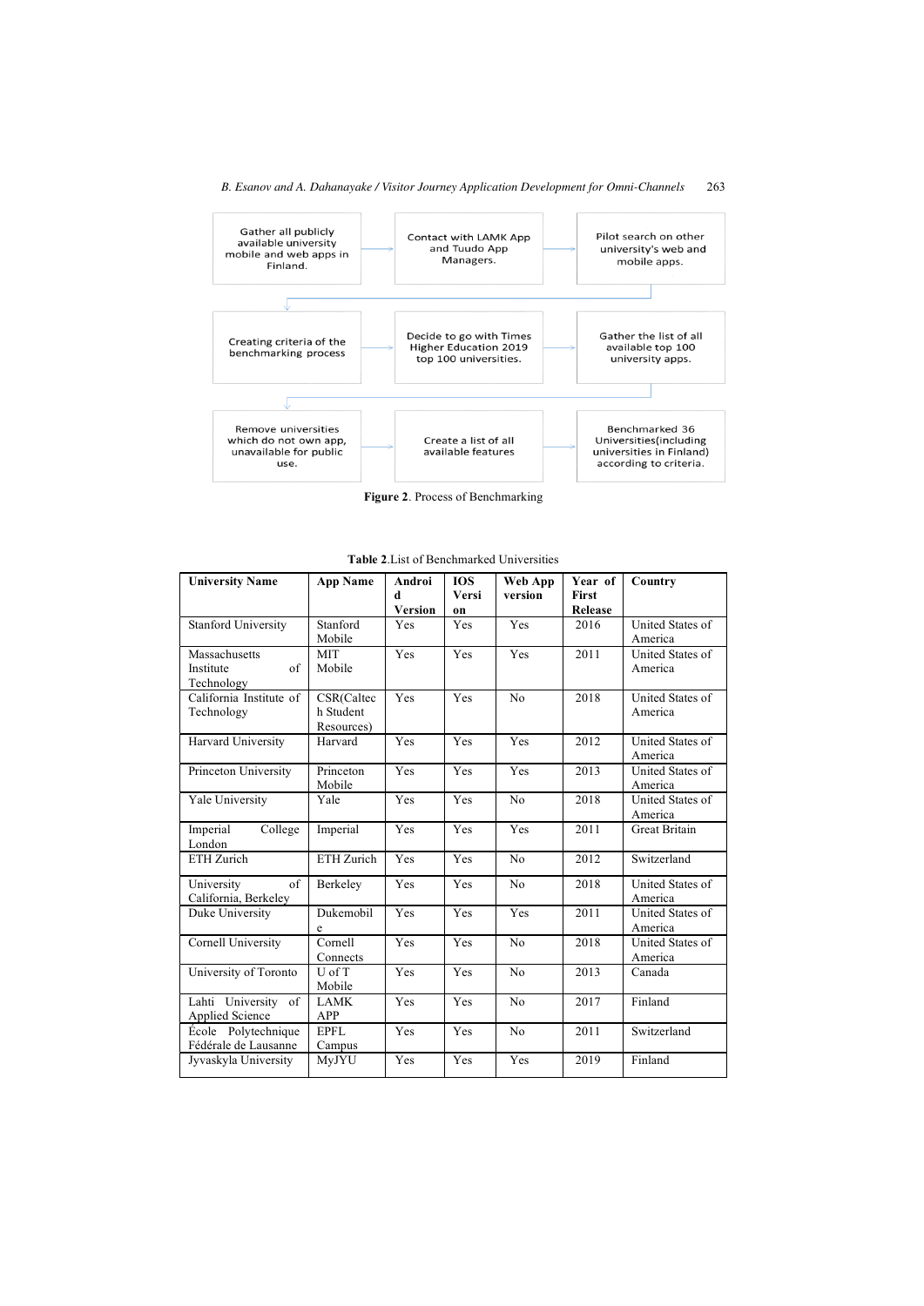Gather all publicly available university mobile and web apps in Finland.

Contact with LAMK App and Tuudo App Managers.

Pilot search on other university's web and mobile apps.

Creating criteria of the benchmarking process

Decide to go with Times Higher Education 2019 top 100 universities.

Gather the list of all available top 100 university apps.

Remove universities which do not own app, unavailable for public use.

Create a list of all available features

Benchmarked 36 Universities(including universities in Finland) according to criteria.

**Figure 2**. Process of Benchmarking

**Table 2**.List of Benchmarked Universities

| University Name | App Name | Android Version | IOS Version | Web App version | Year of First Release | Country |
|---|---|---|---|---|---|---|
| Stanford University | Stanford Mobile | Yes | Yes | Yes | 2016 | United States of America |
| Massachusetts Institute of Technology | MIT Mobile | Yes | Yes | Yes | 2011 | United States of America |
| California Institute of Technology | CSR(Caltech Student Resources) | Yes | Yes | No | 2018 | United States of America |
| Harvard University | Harvard | Yes | Yes | Yes | 2012 | United States of America |
| Princeton University | Princeton Mobile | Yes | Yes | Yes | 2013 | United States of America |
| Yale University | Yale | Yes | Yes | No | 2018 | United States of America |
| Imperial College London | Imperial | Yes | Yes | Yes | 2011 | Great Britain |
| ETH Zurich | ETH Zurich | Yes | Yes | No | 2012 | Switzerland |
| University of California, Berkeley | Berkeley | Yes | Yes | No | 2018 | United States of America |
| Duke University | Dukemobile | Yes | Yes | Yes | 2011 | United States of America |
| Cornell University | Cornell Connects | Yes | Yes | No | 2018 | United States of America |
| University of Toronto | U of T Mobile | Yes | Yes | No | 2013 | Canada |
| Lahti University of Applied Science | LAMK APP | Yes | Yes | No | 2017 | Finland |
| École Polytechnique Fédérale de Lausanne | EPFL Campus | Yes | Yes | No | 2011 | Switzerland |
| Jyvaskyla University | MyJYU | Yes | Yes | Yes | 2019 | Finland |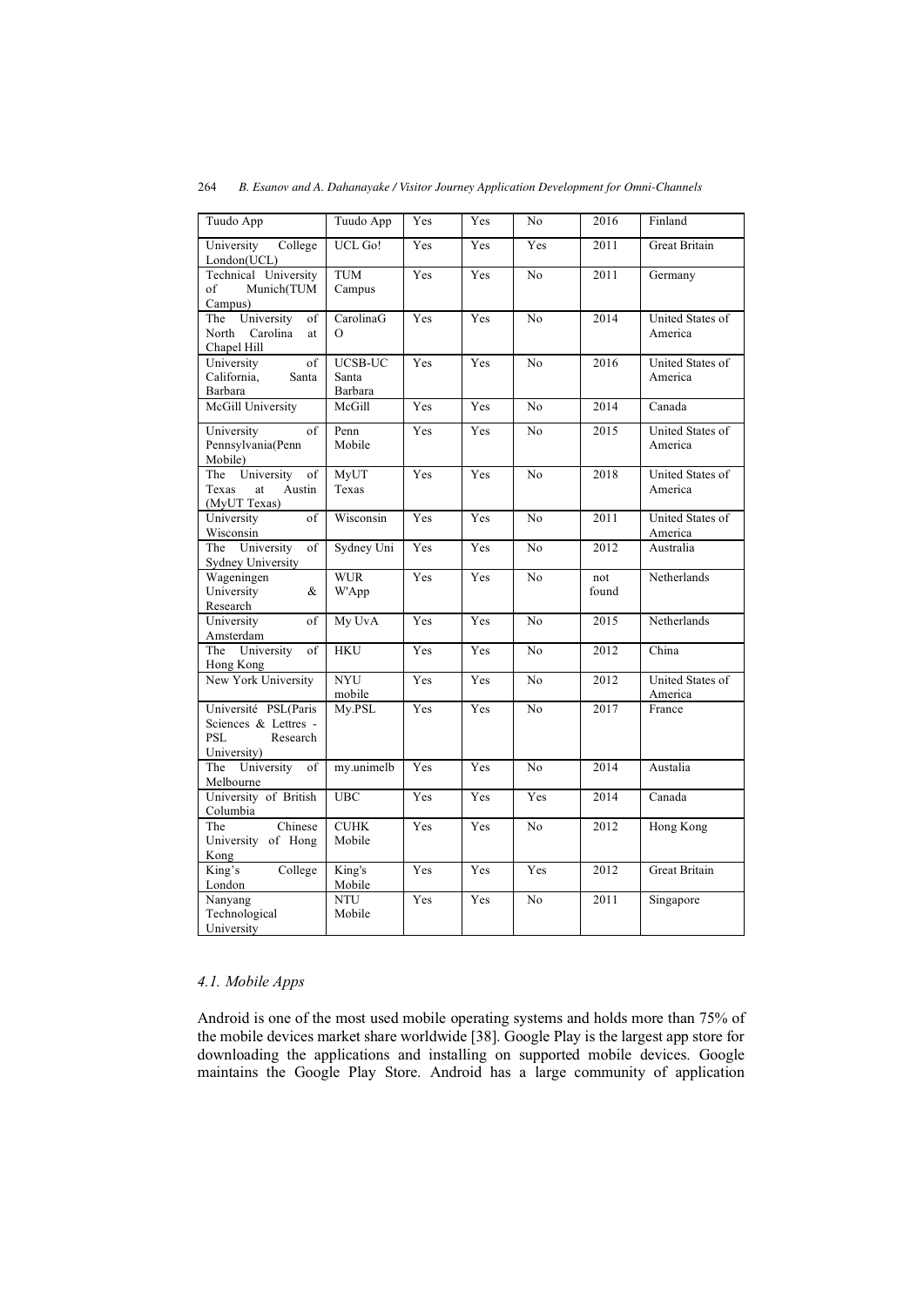| Tuudo App | Tuudo App | Yes | Yes | No | 2016 | Finland |
|---|---|---|---|---|---|---|
| University College London(UCL) | UCL Go! | Yes | Yes | Yes | 2011 | Great Britain |
| Technical University of Munich(TUM Campus) | TUM Campus | Yes | Yes | No | 2011 | Germany |
| The University of North Carolina at Chapel Hill | CarolinaGO | Yes | Yes | No | 2014 | United States of America |
| University of California, Santa Barbara | UCSB-UC Santa Barbara | Yes | Yes | No | 2016 | United States of America |
| McGill University | McGill | Yes | Yes | No | 2014 | Canada |
| University of Pennsylvania(Penn Mobile) | Penn Mobile | Yes | Yes | No | 2015 | United States of America |
| The University of Texas at Austin (MyUT Texas) | MyUT Texas | Yes | Yes | No | 2018 | United States of America |
| University of Wisconsin | Wisconsin | Yes | Yes | No | 2011 | United States of America |
| The University of Sydney University | Sydney Uni | Yes | Yes | No | 2012 | Australia |
| Wageningen University & Research | WUR W'App | Yes | Yes | No | not found | Netherlands |
| University of Amsterdam | My UvA | Yes | Yes | No | 2015 | Netherlands |
| The University of Hong Kong | HKU | Yes | Yes | No | 2012 | China |
| New York University | NYU mobile | Yes | Yes | No | 2012 | United States of America |
| Université PSL(Paris Sciences & Lettres - PSL Research University) | My.PSL | Yes | Yes | No | 2017 | France |
| The University of Melbourne | my.unimelb | Yes | Yes | No | 2014 | Austalia |
| University of British Columbia | UBC | Yes | Yes | Yes | 2014 | Canada |
| The Chinese University of Hong Kong | CUHK Mobile | Yes | Yes | No | 2012 | Hong Kong |
| King's College London | King's Mobile | Yes | Yes | Yes | 2012 | Great Britain |
| Nanyang Technological University | NTU Mobile | Yes | Yes | No | 2011 | Singapore |

### 4.1. Mobile Apps

Android is one of the most used mobile operating systems and holds more than 75% of the mobile devices market share worldwide [38]. Google Play is the largest app store for downloading the applications and installing on supported mobile devices. Google maintains the Google Play Store. Android has a large community of application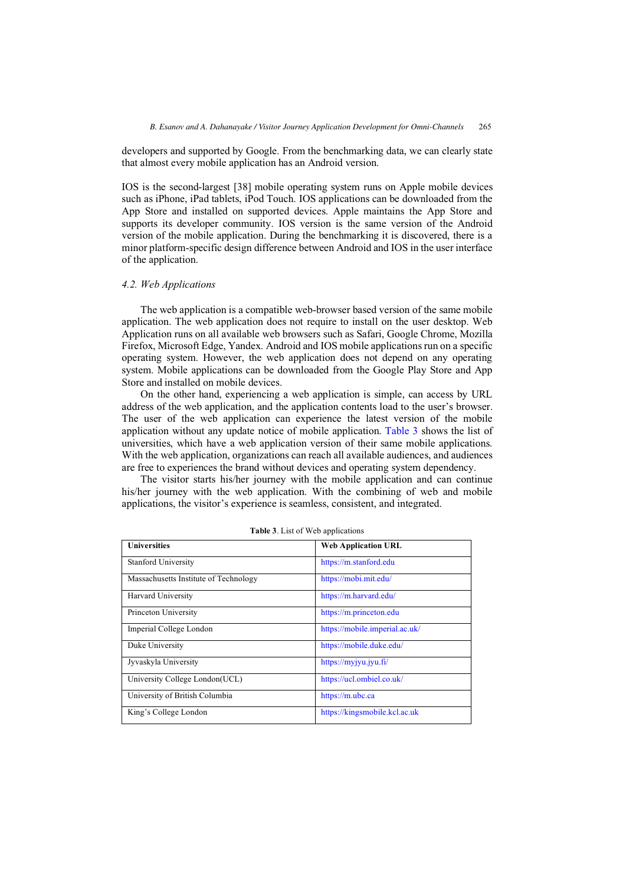developers and supported by Google. From the benchmarking data, we can clearly state that almost every mobile application has an Android version.

IOS is the second-largest [38] mobile operating system runs on Apple mobile devices such as iPhone, iPad tablets, iPod Touch. IOS applications can be downloaded from the App Store and installed on supported devices. Apple maintains the App Store and supports its developer community. IOS version is the same version of the Android version of the mobile application. During the benchmarking it is discovered, there is a minor platform-specific design difference between Android and IOS in the user interface of the application.

### *4.2. Web Applications*

The web application is a compatible web-browser based version of the same mobile application. The web application does not require to install on the user desktop. Web Application runs on all available web browsers such as Safari, Google Chrome, Mozilla Firefox, Microsoft Edge, Yandex. Android and IOS mobile applications run on a specific operating system. However, the web application does not depend on any operating system. Mobile applications can be downloaded from the Google Play Store and App Store and installed on mobile devices.

On the other hand, experiencing a web application is simple, can access by URL address of the web application, and the application contents load to the user's browser. The user of the web application can experience the latest version of the mobile application without any update notice of mobile application. Table 3 shows the list of universities, which have a web application version of their same mobile applications. With the web application, organizations can reach all available audiences, and audiences are free to experiences the brand without devices and operating system dependency.

The visitor starts his/her journey with the mobile application and can continue his/her journey with the web application. With the combining of web and mobile applications, the visitor's experience is seamless, consistent, and integrated.

**Table 3**. List of Web applications

| **Universities** | **Web Application URL** |
|---|---|
| Stanford University | https://m.stanford.edu |
| Massachusetts Institute of Technology | https://mobi.mit.edu/ |
| Harvard University | https://m.harvard.edu/ |
| Princeton University | https://m.princeton.edu |
| Imperial College London | https://mobile.imperial.ac.uk/ |
| Duke University | https://mobile.duke.edu/ |
| Jyvaskyla University | https://myjyu.jyu.fi/ |
| University College London(UCL) | https://ucl.ombiel.co.uk/ |
| University of British Columbia | https://m.ubc.ca |
| King's College London | https://kingsmobile.kcl.ac.uk |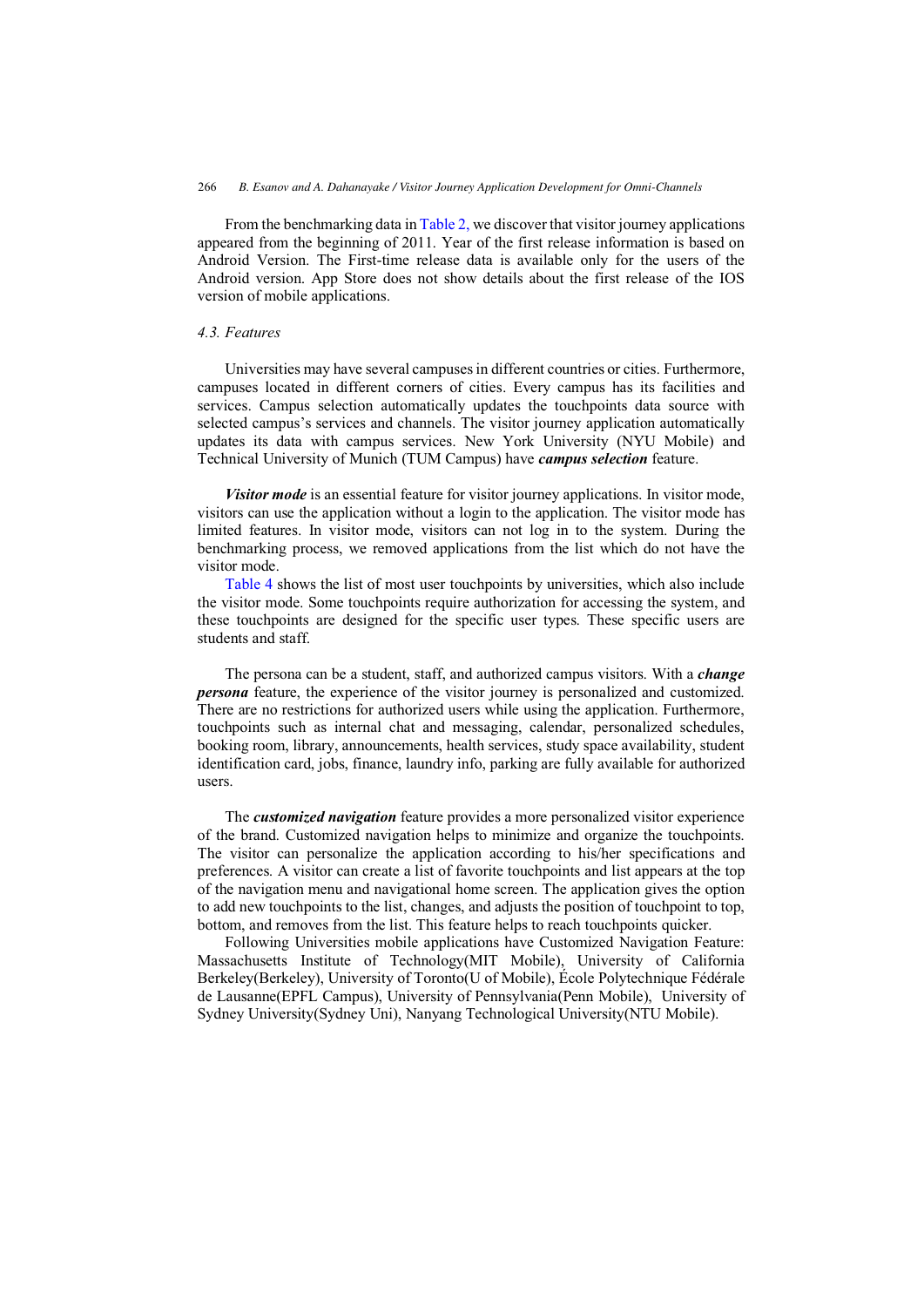From the benchmarking data in Table 2, we discover that visitor journey applications appeared from the beginning of 2011. Year of the first release information is based on Android Version. The First-time release data is available only for the users of the Android version. App Store does not show details about the first release of the IOS version of mobile applications.

### *4.3. Features*

Universities may have several campuses in different countries or cities. Furthermore, campuses located in different corners of cities. Every campus has its facilities and services. Campus selection automatically updates the touchpoints data source with selected campus's services and channels. The visitor journey application automatically updates its data with campus services. New York University (NYU Mobile) and Technical University of Munich (TUM Campus) have ***campus selection*** feature.

***Visitor mode*** is an essential feature for visitor journey applications. In visitor mode, visitors can use the application without a login to the application. The visitor mode has limited features. In visitor mode, visitors can not log in to the system. During the benchmarking process, we removed applications from the list which do not have the visitor mode.

Table 4 shows the list of most user touchpoints by universities, which also include the visitor mode. Some touchpoints require authorization for accessing the system, and these touchpoints are designed for the specific user types. These specific users are students and staff.

The persona can be a student, staff, and authorized campus visitors. With a ***change persona*** feature, the experience of the visitor journey is personalized and customized. There are no restrictions for authorized users while using the application. Furthermore, touchpoints such as internal chat and messaging, calendar, personalized schedules, booking room, library, announcements, health services, study space availability, student identification card, jobs, finance, laundry info, parking are fully available for authorized users.

The ***customized navigation*** feature provides a more personalized visitor experience of the brand. Customized navigation helps to minimize and organize the touchpoints. The visitor can personalize the application according to his/her specifications and preferences. A visitor can create a list of favorite touchpoints and list appears at the top of the navigation menu and navigational home screen. The application gives the option to add new touchpoints to the list, changes, and adjusts the position of touchpoint to top, bottom, and removes from the list. This feature helps to reach touchpoints quicker.

Following Universities mobile applications have Customized Navigation Feature: Massachusetts Institute of Technology(MIT Mobile), University of California Berkeley(Berkeley), University of Toronto(U of Mobile), École Polytechnique Fédérale de Lausanne(EPFL Campus), University of Pennsylvania(Penn Mobile), University of Sydney University(Sydney Uni), Nanyang Technological University(NTU Mobile).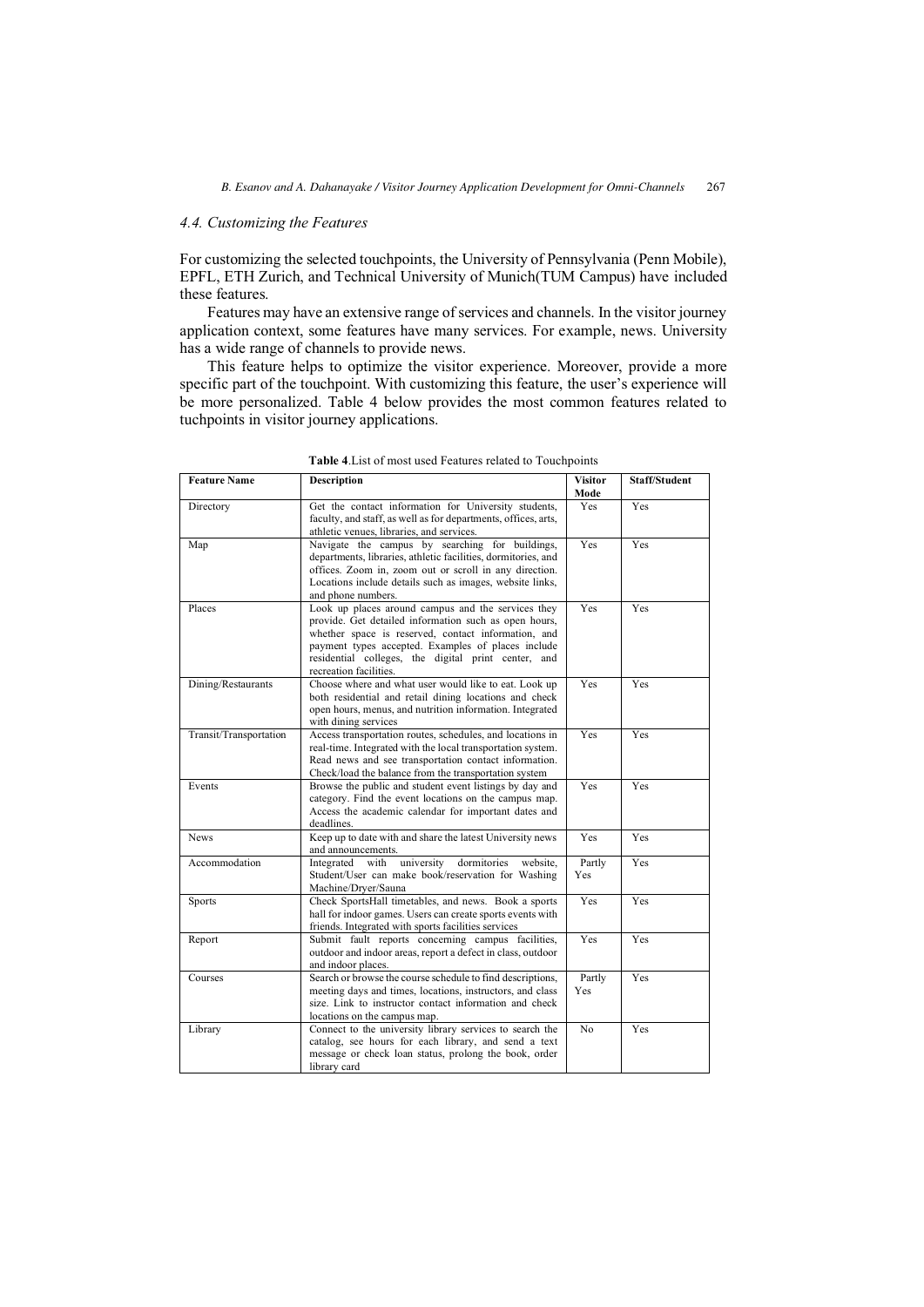### 4.4. Customizing the Features

For customizing the selected touchpoints, the University of Pennsylvania (Penn Mobile), EPFL, ETH Zurich, and Technical University of Munich(TUM Campus) have included these features.

Features may have an extensive range of services and channels. In the visitor journey application context, some features have many services. For example, news. University has a wide range of channels to provide news.

This feature helps to optimize the visitor experience. Moreover, provide a more specific part of the touchpoint. With customizing this feature, the user's experience will be more personalized. Table 4 below provides the most common features related to tuchpoints in visitor journey applications.

**Table 4**.List of most used Features related to Touchpoints

| Feature Name | Description | Visitor Mode | Staff/Student |
|---|---|---|---|
| Directory | Get the contact information for University students, faculty, and staff, as well as for departments, offices, arts, athletic venues, libraries, and services. | Yes | Yes |
| Map | Navigate the campus by searching for buildings, departments, libraries, athletic facilities, dormitories, and offices. Zoom in, zoom out or scroll in any direction. Locations include details such as images, website links, and phone numbers. | Yes | Yes |
| Places | Look up places around campus and the services they provide. Get detailed information such as open hours, whether space is reserved, contact information, and payment types accepted. Examples of places include residential colleges, the digital print center, and recreation facilities. | Yes | Yes |
| Dining/Restaurants | Choose where and what user would like to eat. Look up both residential and retail dining locations and check open hours, menus, and nutrition information. Integrated with dining services | Yes | Yes |
| Transit/Transportation | Access transportation routes, schedules, and locations in real-time. Integrated with the local transportation system. Read news and see transportation contact information. Check/load the balance from the transportation system | Yes | Yes |
| Events | Browse the public and student event listings by day and category. Find the event locations on the campus map. Access the academic calendar for important dates and deadlines. | Yes | Yes |
| News | Keep up to date with and share the latest University news and announcements. | Yes | Yes |
| Accommodation | Integrated with university dormitories website, Student/User can make book/reservation for Washing Machine/Dryer/Sauna | Partly Yes | Yes |
| Sports | Check SportsHall timetables, and news. Book a sports hall for indoor games. Users can create sports events with friends. Integrated with sports facilities services | Yes | Yes |
| Report | Submit fault reports concerning campus facilities, outdoor and indoor areas, report a defect in class, outdoor and indoor places. | Yes | Yes |
| Courses | Search or browse the course schedule to find descriptions, meeting days and times, locations, instructors, and class size. Link to instructor contact information and check locations on the campus map. | Partly Yes | Yes |
| Library | Connect to the university library services to search the catalog, see hours for each library, and send a text message or check loan status, prolong the book, order library card | No | Yes |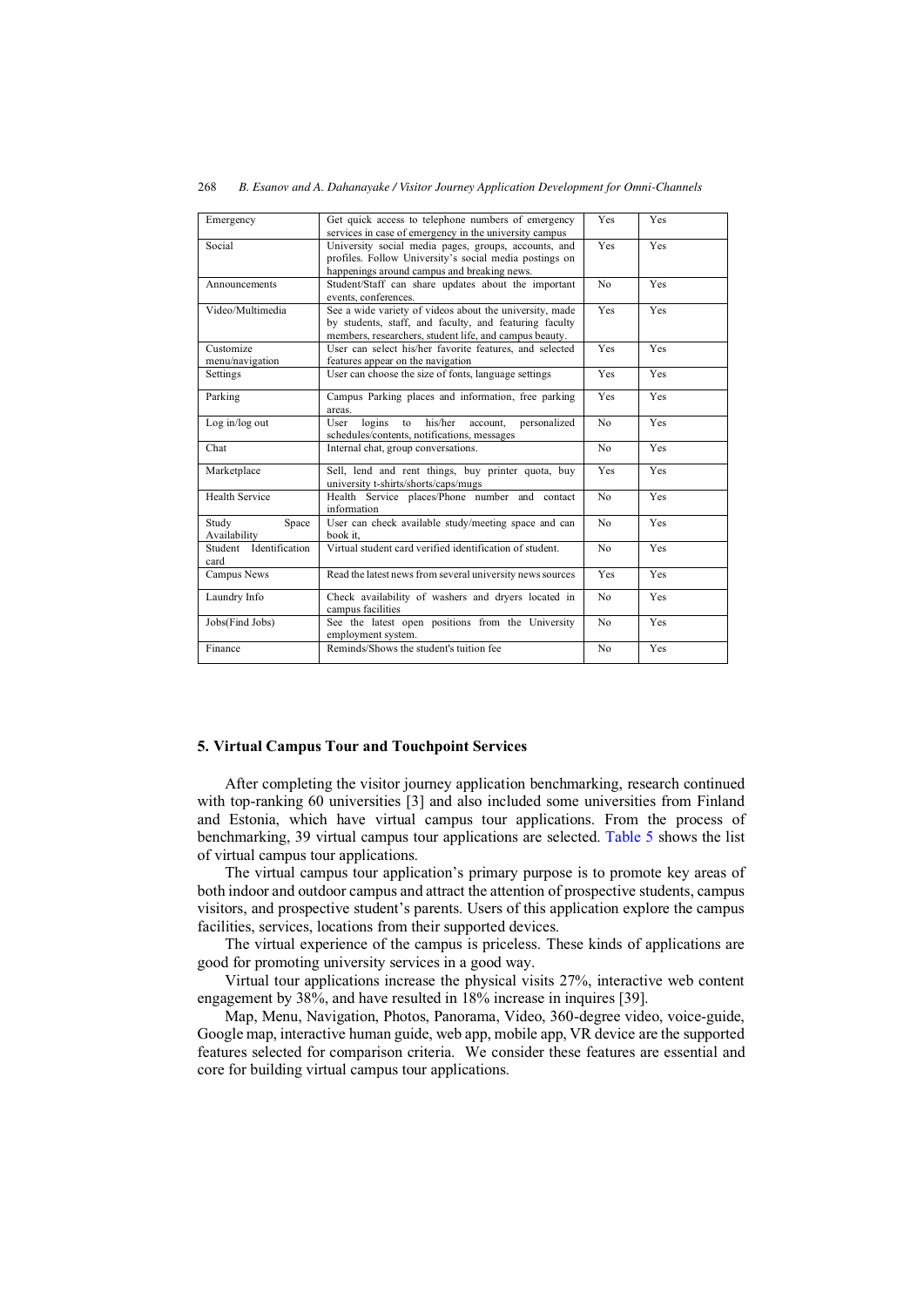| Emergency | Get quick access to telephone numbers of emergency services in case of emergency in the university campus | Yes | Yes |
|---|---|---|---|
| Social | University social media pages, groups, accounts, and profiles. Follow University's social media postings on happenings around campus and breaking news. | Yes | Yes |
| Announcements | Student/Staff can share updates about the important events, conferences. | No | Yes |
| Video/Multimedia | See a wide variety of videos about the university, made by students, staff, and faculty, and featuring faculty members, researchers, student life, and campus beauty. | Yes | Yes |
| Customize menu/navigation | User can select his/her favorite features, and selected features appear on the navigation | Yes | Yes |
| Settings | User can choose the size of fonts, language settings | Yes | Yes |
| Parking | Campus Parking places and information, free parking areas. | Yes | Yes |
| Log in/log out | User logins to his/her account, personalized schedules/contents, notifications, messages | No | Yes |
| Chat | Internal chat, group conversations. | No | Yes |
| Marketplace | Sell, lend and rent things, buy printer quota, buy university t-shirts/shorts/caps/mugs | Yes | Yes |
| Health Service | Health Service places/Phone number and contact information | No | Yes |
| Study Space Availability | User can check available study/meeting space and can book it, | No | Yes |
| Student Identification card | Virtual student card verified identification of student. | No | Yes |
| Campus News | Read the latest news from several university news sources | Yes | Yes |
| Laundry Info | Check availability of washers and dryers located in campus facilities | No | Yes |
| Jobs(Find Jobs) | See the latest open positions from the University employment system. | No | Yes |
| Finance | Reminds/Shows the student's tuition fee | No | Yes |

## 5. Virtual Campus Tour and Touchpoint Services

After completing the visitor journey application benchmarking, research continued with top-ranking 60 universities [3] and also included some universities from Finland and Estonia, which have virtual campus tour applications. From the process of benchmarking, 39 virtual campus tour applications are selected. Table 5 shows the list of virtual campus tour applications.

The virtual campus tour application's primary purpose is to promote key areas of both indoor and outdoor campus and attract the attention of prospective students, campus visitors, and prospective student's parents. Users of this application explore the campus facilities, services, locations from their supported devices.

The virtual experience of the campus is priceless. These kinds of applications are good for promoting university services in a good way.

Virtual tour applications increase the physical visits 27%, interactive web content engagement by 38%, and have resulted in 18% increase in inquires [39].

Map, Menu, Navigation, Photos, Panorama, Video, 360-degree video, voice-guide, Google map, interactive human guide, web app, mobile app, VR device are the supported features selected for comparison criteria. We consider these features are essential and core for building virtual campus tour applications.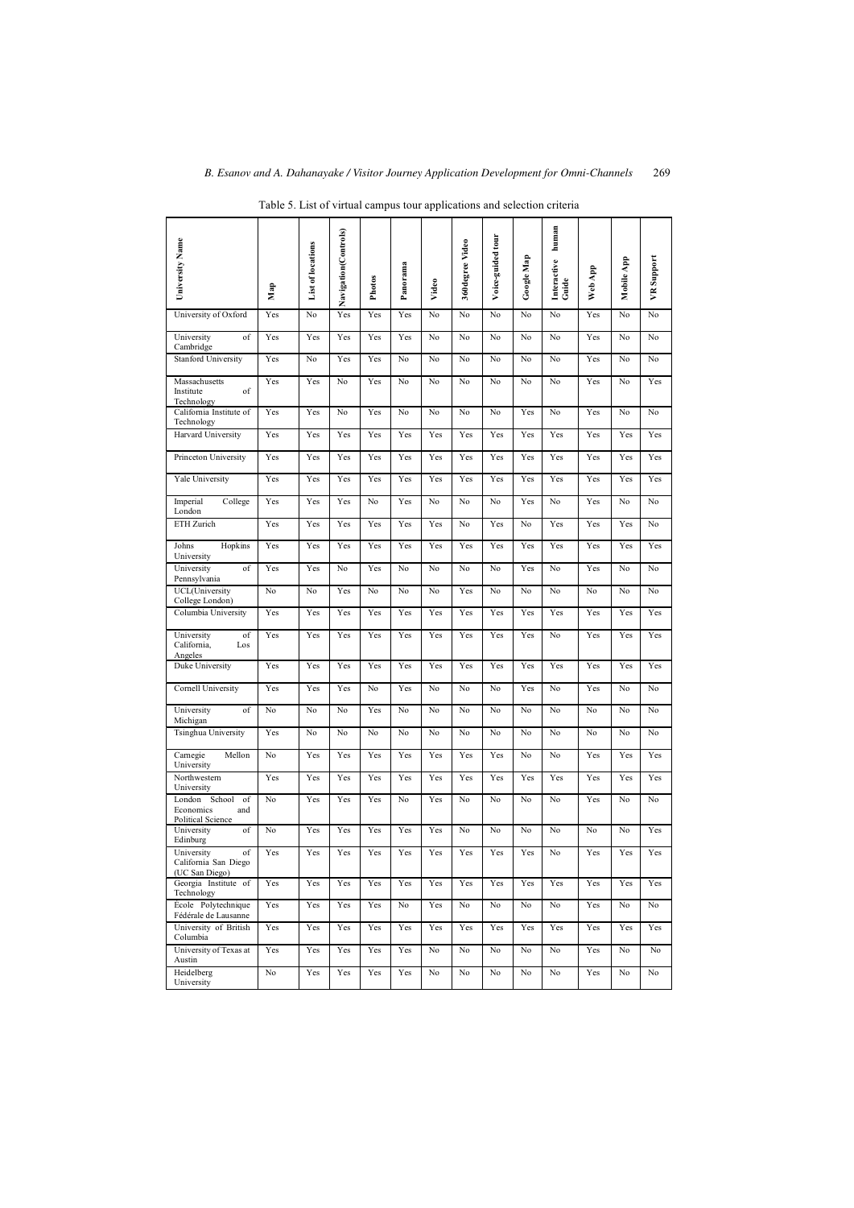Table 5. List of virtual campus tour applications and selection criteria

| University Name | Map | List of locations | Navigation(Controls) | Photos | Panorama | Video | 360degree Video | Voice-guided tour | Google Map | Interactive human Guide | Web App | Mobile App | VR Support |
|---|---|---|---|---|---|---|---|---|---|---|---|---|---|
| University of Oxford | Yes | No | Yes | Yes | Yes | No | No | No | No | No | Yes | No | No |
| University of Cambridge | Yes | Yes | Yes | Yes | Yes | No | No | No | No | No | Yes | No | No |
| Stanford University | Yes | No | Yes | Yes | No | No | No | No | No | No | Yes | No | No |
| Massachusetts Institute of Technology | Yes | Yes | No | Yes | No | No | No | No | No | No | Yes | No | Yes |
| California Institute of Technology | Yes | Yes | No | Yes | No | No | No | No | Yes | No | Yes | No | No |
| Harvard University | Yes | Yes | Yes | Yes | Yes | Yes | Yes | Yes | Yes | Yes | Yes | Yes | Yes |
| Princeton University | Yes | Yes | Yes | Yes | Yes | Yes | Yes | Yes | Yes | Yes | Yes | Yes | Yes |
| Yale University | Yes | Yes | Yes | Yes | Yes | Yes | Yes | Yes | Yes | Yes | Yes | Yes | Yes |
| Imperial College London | Yes | Yes | Yes | No | Yes | No | No | No | Yes | No | Yes | No | No |
| ETH Zurich | Yes | Yes | Yes | Yes | Yes | Yes | No | Yes | No | Yes | Yes | Yes | No |
| Johns Hopkins University | Yes | Yes | Yes | Yes | Yes | Yes | Yes | Yes | Yes | Yes | Yes | Yes | Yes |
| University of Pennsylvania | Yes | Yes | No | Yes | No | No | No | No | Yes | No | Yes | No | No |
| UCL(University College London) | No | No | Yes | No | No | No | Yes | No | No | No | No | No | No |
| Columbia University | Yes | Yes | Yes | Yes | Yes | Yes | Yes | Yes | Yes | Yes | Yes | Yes | Yes |
| University of California, Los Angeles | Yes | Yes | Yes | Yes | Yes | Yes | Yes | Yes | Yes | No | Yes | Yes | Yes |
| Duke University | Yes | Yes | Yes | Yes | Yes | Yes | Yes | Yes | Yes | Yes | Yes | Yes | Yes |
| Cornell University | Yes | Yes | Yes | No | Yes | No | No | No | Yes | No | Yes | No | No |
| University of Michigan | No | No | No | Yes | No | No | No | No | No | No | No | No | No |
| Tsinghua University | Yes | No | No | No | No | No | No | No | No | No | No | No | No |
| Carnegie Mellon University | No | Yes | Yes | Yes | Yes | Yes | Yes | Yes | No | No | Yes | Yes | Yes |
| Northwestern University | Yes | Yes | Yes | Yes | Yes | Yes | Yes | Yes | Yes | Yes | Yes | Yes | Yes |
| London School of Economics and Political Science | No | Yes | Yes | Yes | No | Yes | No | No | No | No | Yes | No | No |
| University of Edinburg | No | Yes | Yes | Yes | Yes | Yes | No | No | No | No | No | No | Yes |
| University of California San Diego (UC San Diego) | Yes | Yes | Yes | Yes | Yes | Yes | Yes | Yes | Yes | No | Yes | Yes | Yes |
| Georgia Institute of Technology | Yes | Yes | Yes | Yes | Yes | Yes | Yes | Yes | Yes | Yes | Yes | Yes | Yes |
| École Polytechnique Fédérale de Lausanne | Yes | Yes | Yes | Yes | No | Yes | No | No | No | No | Yes | No | No |
| University of British Columbia | Yes | Yes | Yes | Yes | Yes | Yes | Yes | Yes | Yes | Yes | Yes | Yes | Yes |
| University of Texas at Austin | Yes | Yes | Yes | Yes | Yes | No | No | No | No | No | Yes | No | No |
| Heidelberg University | No | Yes | Yes | Yes | Yes | No | No | No | No | No | Yes | No | No |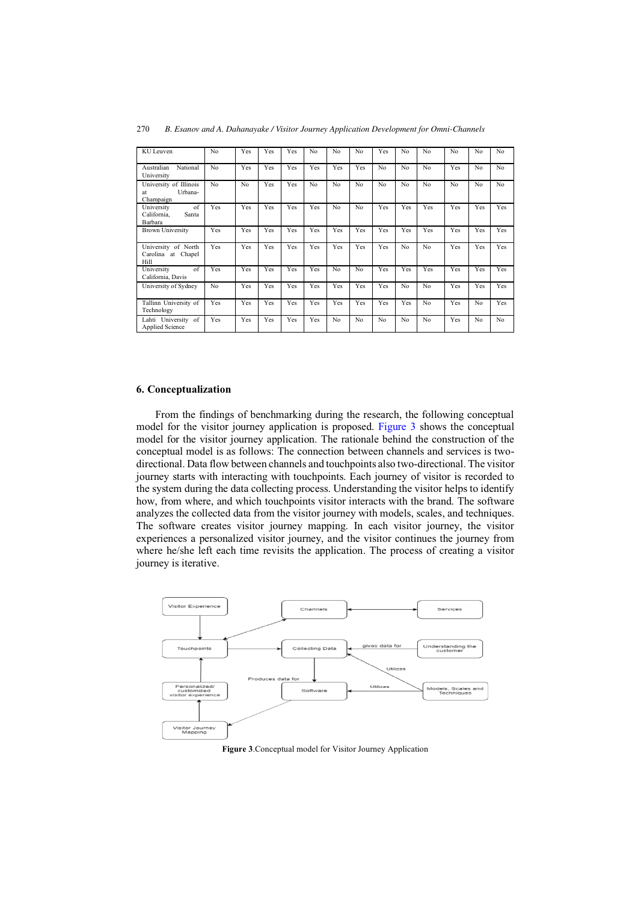| | | | | | | | | | | | | | |
|---|---|---|---|---|---|---|---|---|---|---|---|---|---|
| KU Leuven | No | Yes | Yes | Yes | No | No | No | Yes | No | No | No | No | No |
| Australian National University | No | Yes | Yes | Yes | Yes | Yes | Yes | No | No | No | Yes | No | No |
| University of Illinois at Urbana-Champaign | No | No | Yes | Yes | No | No | No | No | No | No | No | No | No |
| University of California, Santa Barbara | Yes | Yes | Yes | Yes | Yes | No | No | Yes | Yes | Yes | Yes | Yes | Yes |
| Brown University | Yes | Yes | Yes | Yes | Yes | Yes | Yes | Yes | Yes | Yes | Yes | Yes | Yes |
| University of North Carolina at Chapel Hill | Yes | Yes | Yes | Yes | Yes | Yes | Yes | Yes | No | No | Yes | Yes | Yes |
| University of California, Davis | Yes | Yes | Yes | Yes | Yes | No | No | Yes | Yes | Yes | Yes | Yes | Yes |
| University of Sydney | No | Yes | Yes | Yes | Yes | Yes | Yes | Yes | No | No | Yes | Yes | Yes |
| Tallinn University of Technology | Yes | Yes | Yes | Yes | Yes | Yes | Yes | Yes | Yes | No | Yes | No | Yes |
| Lahti University of Applied Science | Yes | Yes | Yes | Yes | Yes | No | No | No | No | No | Yes | No | No |

## 6. Conceptualization

From the findings of benchmarking during the research, the following conceptual model for the visitor journey application is proposed. Figure 3 shows the conceptual model for the visitor journey application. The rationale behind the construction of the conceptual model is as follows: The connection between channels and services is two-directional. Data flow between channels and touchpoints also two-directional. The visitor journey starts with interacting with touchpoints. Each journey of visitor is recorded to the system during the data collecting process. Understanding the visitor helps to identify how, from where, and which touchpoints visitor interacts with the brand. The software analyzes the collected data from the visitor journey with models, scales, and techniques. The software creates visitor journey mapping. In each visitor journey, the visitor experiences a personalized visitor journey, and the visitor continues the journey from where he/she left each time revisits the application. The process of creating a visitor journey is iterative.

**Figure 3**.Conceptual model for Visitor Journey Application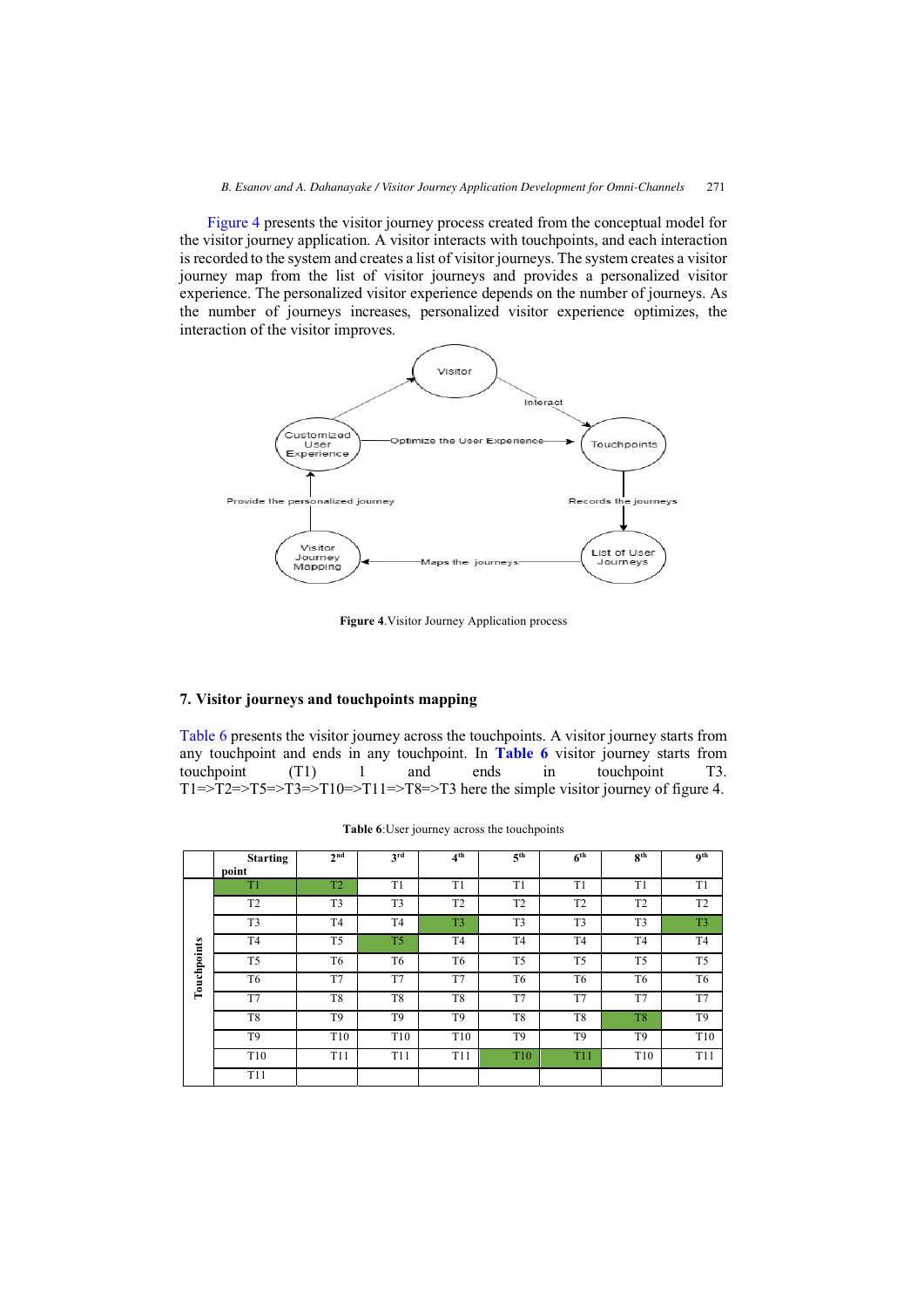Figure 4 presents the visitor journey process created from the conceptual model for the visitor journey application. A visitor interacts with touchpoints, and each interaction is recorded to the system and creates a list of visitor journeys. The system creates a visitor journey map from the list of visitor journeys and provides a personalized visitor experience. The personalized visitor experience depends on the number of journeys. As the number of journeys increases, personalized visitor experience optimizes, the interaction of the visitor improves.

**Figure 4**.Visitor Journey Application process

## 7. Visitor journeys and touchpoints mapping

Table 6 presents the visitor journey across the touchpoints. A visitor journey starts from any touchpoint and ends in any touchpoint. In **Table 6** visitor journey starts from touchpoint (T1) 1 and ends in touchpoint T3. T1=>T2=>T5=>T3=>T10=>T11=>T8=>T3 here the simple visitor journey of figure 4.

**Table 6**:User journey across the touchpoints

| | Starting point | 2nd | 3rd | 4th | 5th | 6th | 8th | 9th |
|---|---|---|---|---|---|---|---|---|
| Touchpoints | T1 | T2 | T1 | T1 | T1 | T1 | T1 | T1 |
| | T2 | T3 | T3 | T2 | T2 | T2 | T2 | T2 |
| | T3 | T4 | T4 | T3 | T3 | T3 | T3 | T3 |
| | T4 | T5 | T5 | T4 | T4 | T4 | T4 | T4 |
| | T5 | T6 | T6 | T6 | T5 | T5 | T5 | T5 |
| | T6 | T7 | T7 | T7 | T6 | T6 | T6 | T6 |
| | T7 | T8 | T8 | T8 | T7 | T7 | T7 | T7 |
| | T8 | T9 | T9 | T9 | T8 | T8 | T8 | T9 |
| | T9 | T10 | T10 | T10 | T9 | T9 | T9 | T10 |
| | T10 | T11 | T11 | T11 | T10 | T11 | T10 | T11 |
| | T11 | | | | | | | |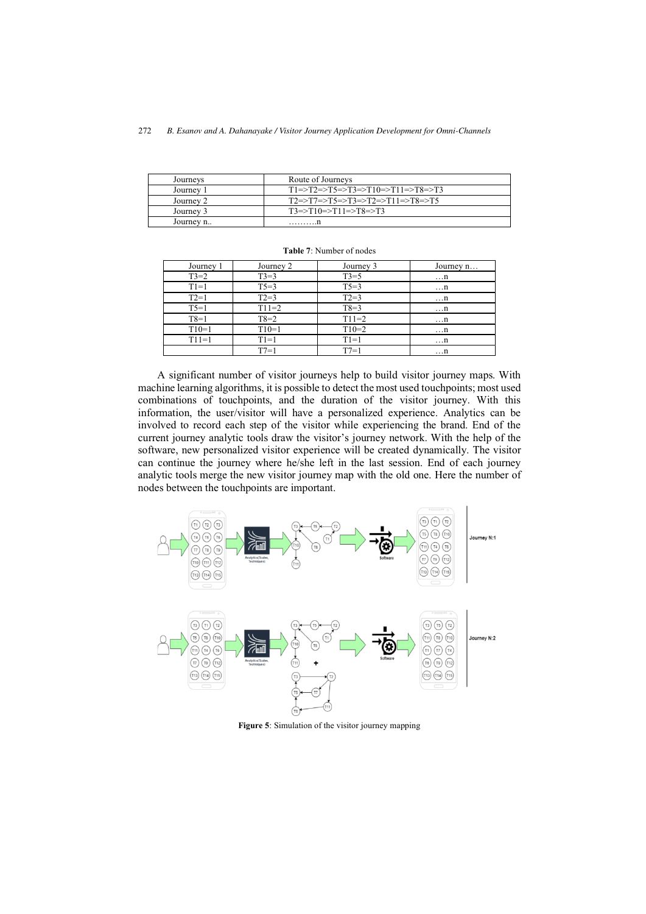| Journeys | Route of Journeys |
|---|---|
| Journey 1 | T1=>T2=>T5=>T3=>T10=>T11=>T8=>T3 |
| Journey 2 | T2=>T7=>T5=>T3=>T2=>T11=>T8=>T5 |
| Journey 3 | T3=>T10=>T11=>T8=>T3 |
| Journey n.. | ……….n |

**Table 7**: Number of nodes

| Journey 1 | Journey 2 | Journey 3 | Journey n… |
|---|---|---|---|
| T3=2 | T3=3 | T3=5 | …n |
| T1=1 | T5=3 | T5=3 | …n |
| T2=1 | T2=3 | T2=3 | …n |
| T5=1 | T11=2 | T8=3 | …n |
| T8=1 | T8=2 | T11=2 | …n |
| T10=1 | T10=1 | T10=2 | …n |
| T11=1 | T1=1 | T1=1 | …n |
| | T7=1 | T7=1 | …n |

A significant number of visitor journeys help to build visitor journey maps. With machine learning algorithms, it is possible to detect the most used touchpoints; most used combinations of touchpoints, and the duration of the visitor journey. With this information, the user/visitor will have a personalized experience. Analytics can be involved to record each step of the visitor while experiencing the brand. End of the current journey analytic tools draw the visitor's journey network. With the help of the software, new personalized visitor experience will be created dynamically. The visitor can continue the journey where he/she left in the last session. End of each journey analytic tools merge the new visitor journey map with the old one. Here the number of nodes between the touchpoints are important.

**Figure 5**: Simulation of the visitor journey mapping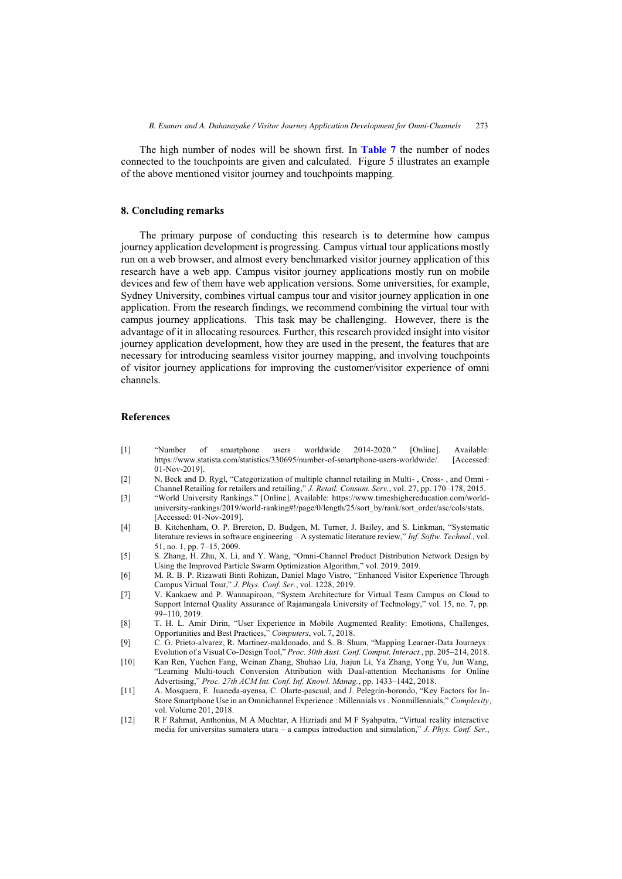The high number of nodes will be shown first. In **Table 7** the number of nodes connected to the touchpoints are given and calculated. Figure 5 illustrates an example of the above mentioned visitor journey and touchpoints mapping.

## 8. Concluding remarks

The primary purpose of conducting this research is to determine how campus journey application development is progressing. Campus virtual tour applications mostly run on a web browser, and almost every benchmarked visitor journey application of this research have a web app. Campus visitor journey applications mostly run on mobile devices and few of them have web application versions. Some universities, for example, Sydney University, combines virtual campus tour and visitor journey application in one application. From the research findings, we recommend combining the virtual tour with campus journey applications. This task may be challenging. However, there is the advantage of it in allocating resources. Further, this research provided insight into visitor journey application development, how they are used in the present, the features that are necessary for introducing seamless visitor journey mapping, and involving touchpoints of visitor journey applications for improving the customer/visitor experience of omni channels.

## References

[1] "Number of smartphone users worldwide 2014-2020." [Online]. Available: https://www.statista.com/statistics/330695/number-of-smartphone-users-worldwide/. [Accessed: 01-Nov-2019].

[2] N. Beck and D. Rygl, "Categorization of multiple channel retailing in Multi- , Cross- , and Omni - Channel Retailing for retailers and retailing," *J. Retail. Consum. Serv.*, vol. 27, pp. 170–178, 2015.

[3] "World University Rankings." [Online]. Available: https://www.timeshighereducation.com/world-university-rankings/2019/world-ranking#!/page/0/length/25/sort_by/rank/sort_order/asc/cols/stats. [Accessed: 01-Nov-2019].

[4] B. Kitchenham, O. P. Brereton, D. Budgen, M. Turner, J. Bailey, and S. Linkman, "Systematic literature reviews in software engineering – A systematic literature review," *Inf. Softw. Technol.*, vol. 51, no. 1, pp. 7–15, 2009.

[5] S. Zhang, H. Zhu, X. Li, and Y. Wang, "Omni-Channel Product Distribution Network Design by Using the Improved Particle Swarm Optimization Algorithm," vol. 2019, 2019.

[6] M. R. B. P. Rizawati Binti Rohizan, Daniel Mago Vistro, "Enhanced Visitor Experience Through Campus Virtual Tour," *J. Phys. Conf. Ser.*, vol. 1228, 2019.

[7] V. Kankaew and P. Wannapiroon, "System Architecture for Virtual Team Campus on Cloud to Support Internal Quality Assurance of Rajamangala University of Technology," vol. 15, no. 7, pp. 99–110, 2019.

[8] T. H. L. Amir Dirin, "User Experience in Mobile Augmented Reality: Emotions, Challenges, Opportunities and Best Practices," *Computers*, vol. 7, 2018.

[9] C. G. Prieto-alvarez, R. Martinez-maldonado, and S. B. Shum, "Mapping Learner-Data Journeys : Evolution of a Visual Co-Design Tool," *Proc. 30th Aust. Conf. Comput. Interact.*, pp. 205–214, 2018.

[10] Kan Ren, Yuchen Fang, Weinan Zhang, Shuhao Liu, Jiajun Li, Ya Zhang, Yong Yu, Jun Wang, "Learning Multi-touch Conversion Attribution with Dual-attention Mechanisms for Online Advertising," *Proc. 27th ACM Int. Conf. Inf. Knowl. Manag.*, pp. 1433–1442, 2018.

[11] A. Mosquera, E. Juaneda-ayensa, C. Olarte-pascual, and J. Pelegrín-borondo, "Key Factors for In-Store Smartphone Use in an Omnichannel Experience : Millennials vs . Nonmillennials," *Complexity*, vol. Volume 201, 2018.

[12] R F Rahmat, Anthonius, M A Muchtar, A Hizriadi and M F Syahputra, "Virtual reality interactive media for universitas sumatera utara – a campus introduction and simulation," *J. Phys. Conf. Ser.*,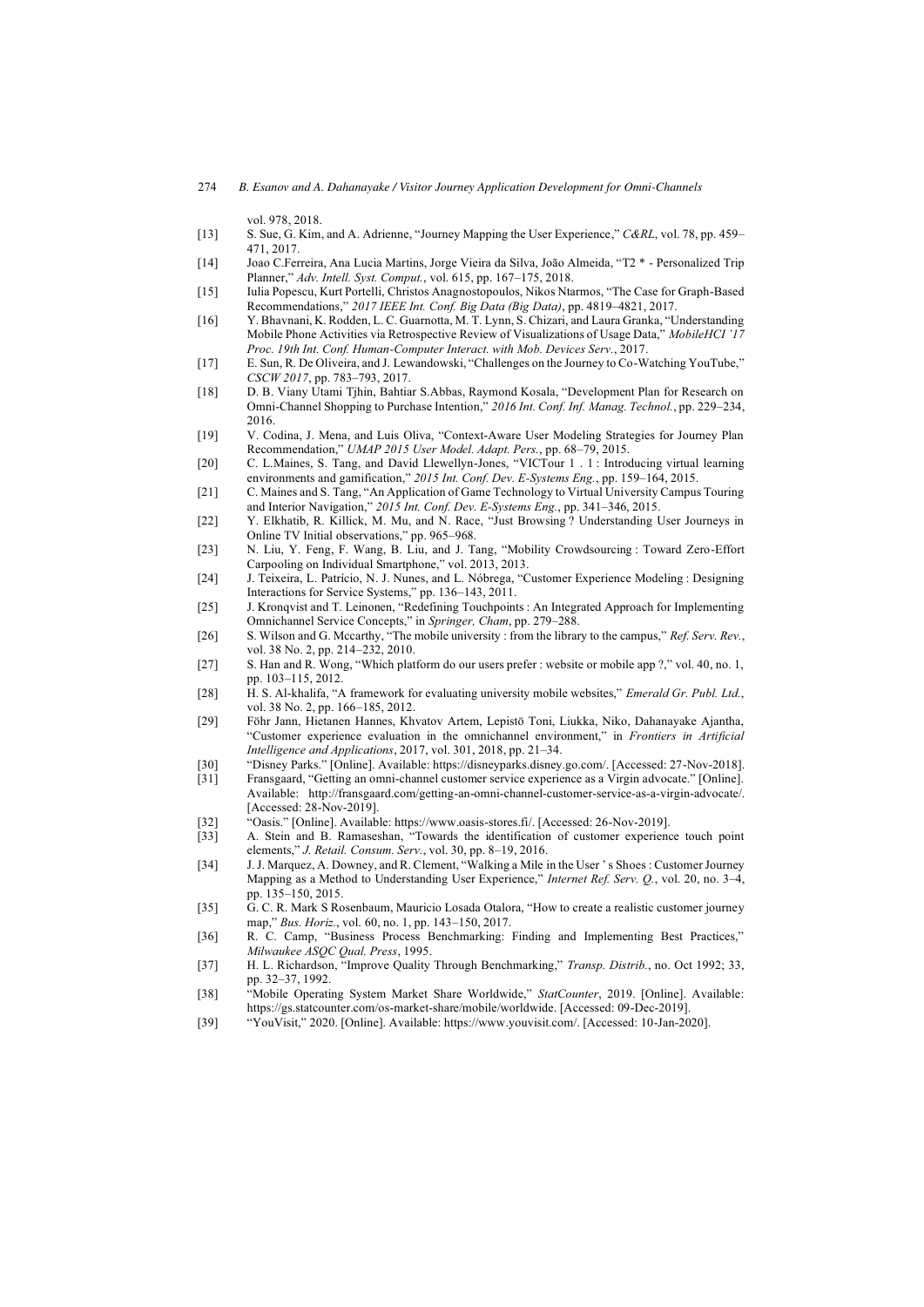vol. 978, 2018.

[13] S. Sue, G. Kim, and A. Adrienne, "Journey Mapping the User Experience," *C&RL*, vol. 78, pp. 459–471, 2017.

[14] Joao C.Ferreira, Ana Lucia Martins, Jorge Vieira da Silva, João Almeida, "T2 * - Personalized Trip Planner," *Adv. Intell. Syst. Comput.*, vol. 615, pp. 167–175, 2018.

[15] Iulia Popescu, Kurt Portelli, Christos Anagnostopoulos, Nikos Ntarmos, "The Case for Graph-Based Recommendations," *2017 IEEE Int. Conf. Big Data (Big Data)*, pp. 4819–4821, 2017.

[16] Y. Bhavnani, K. Rodden, L. C. Guarnotta, M. T. Lynn, S. Chizari, and Laura Granka, "Understanding Mobile Phone Activities via Retrospective Review of Visualizations of Usage Data," *MobileHCI '17 Proc. 19th Int. Conf. Human-Computer Interact. with Mob. Devices Serv.*, 2017.

[17] E. Sun, R. De Oliveira, and J. Lewandowski, "Challenges on the Journey to Co-Watching YouTube," *CSCW 2017*, pp. 783–793, 2017.

[18] D. B. Viany Utami Tjhin, Bahtiar S.Abbas, Raymond Kosala, "Development Plan for Research on Omni-Channel Shopping to Purchase Intention," *2016 Int. Conf. Inf. Manag. Technol.*, pp. 229–234, 2016.

[19] V. Codina, J. Mena, and Luis Oliva, "Context-Aware User Modeling Strategies for Journey Plan Recommendation," *UMAP 2015 User Model. Adapt. Pers.*, pp. 68–79, 2015.

[20] C. L.Maines, S. Tang, and David Llewellyn-Jones, "VICTour 1 . 1 : Introducing virtual learning environments and gamification," *2015 Int. Conf. Dev. E-Systems Eng.*, pp. 159–164, 2015.

[21] C. Maines and S. Tang, "An Application of Game Technology to Virtual University Campus Touring and Interior Navigation," *2015 Int. Conf. Dev. E-Systems Eng.*, pp. 341–346, 2015.

[22] Y. Elkhatib, R. Killick, M. Mu, and N. Race, "Just Browsing ? Understanding User Journeys in Online TV Initial observations," pp. 965–968.

[23] N. Liu, Y. Feng, F. Wang, B. Liu, and J. Tang, "Mobility Crowdsourcing : Toward Zero-Effort Carpooling on Individual Smartphone," vol. 2013, 2013.

[24] J. Teixeira, L. Patrício, N. J. Nunes, and L. Nóbrega, "Customer Experience Modeling : Designing Interactions for Service Systems," pp. 136–143, 2011.

[25] J. Kronqvist and T. Leinonen, "Redefining Touchpoints : An Integrated Approach for Implementing Omnichannel Service Concepts," in *Springer, Cham*, pp. 279–288.

[26] S. Wilson and G. Mccarthy, "The mobile university : from the library to the campus," *Ref. Serv. Rev.*, vol. 38 No. 2, pp. 214–232, 2010.

[27] S. Han and R. Wong, "Which platform do our users prefer : website or mobile app ?," vol. 40, no. 1, pp. 103–115, 2012.

[28] H. S. Al-khalifa, "A framework for evaluating university mobile websites," *Emerald Gr. Publ. Ltd.*, vol. 38 No. 2, pp. 166–185, 2012.

[29] Föhr Jann, Hietanen Hannes, Khvatov Artem, Lepistö Toni, Liukka, Niko, Dahanayake Ajantha, "Customer experience evaluation in the omnichannel environment," in *Frontiers in Artificial Intelligence and Applications*, 2017, vol. 301, 2018, pp. 21–34.

[30] "Disney Parks." [Online]. Available: https://disneyparks.disney.go.com/. [Accessed: 27-Nov-2018].

[31] Fransgaard, "Getting an omni-channel customer service experience as a Virgin advocate." [Online]. Available: http://fransgaard.com/getting-an-omni-channel-customer-service-as-a-virgin-advocate/. [Accessed: 28-Nov-2019].

[32] "Oasis." [Online]. Available: https://www.oasis-stores.fi/. [Accessed: 26-Nov-2019].

[33] A. Stein and B. Ramaseshan, "Towards the identification of customer experience touch point elements," *J. Retail. Consum. Serv.*, vol. 30, pp. 8–19, 2016.

[34] J. J. Marquez, A. Downey, and R. Clement, "Walking a Mile in the User ' s Shoes : Customer Journey Mapping as a Method to Understanding User Experience," *Internet Ref. Serv. Q.*, vol. 20, no. 3–4, pp. 135–150, 2015.

[35] G. C. R. Mark S Rosenbaum, Mauricio Losada Otalora, "How to create a realistic customer journey map," *Bus. Horiz.*, vol. 60, no. 1, pp. 143–150, 2017.

[36] R. C. Camp, "Business Process Benchmarking: Finding and Implementing Best Practices," *Milwaukee ASQC Qual. Press*, 1995.

[37] H. L. Richardson, "Improve Quality Through Benchmarking," *Transp. Distrib.*, no. Oct 1992; 33, pp. 32–37, 1992.

[38] "Mobile Operating System Market Share Worldwide," *StatCounter*, 2019. [Online]. Available: https://gs.statcounter.com/os-market-share/mobile/worldwide. [Accessed: 09-Dec-2019].

[39] "YouVisit," 2020. [Online]. Available: https://www.youvisit.com/. [Accessed: 10-Jan-2020].